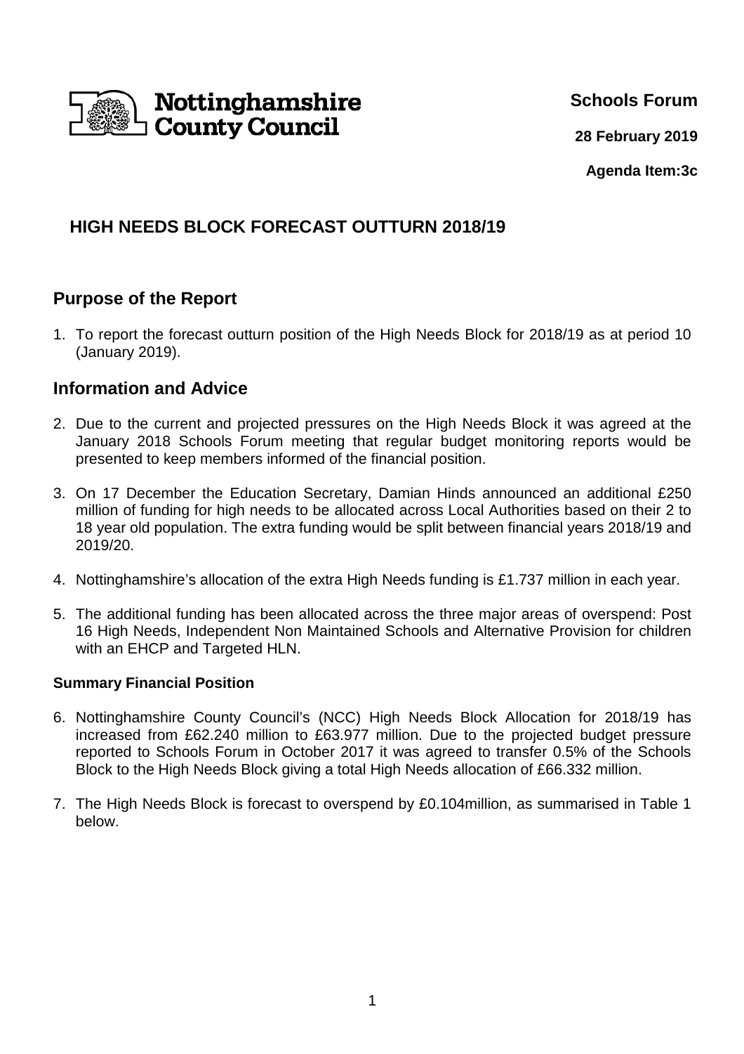Nottinghamshire County Council

**Schools Forum**

**28 February 2019**

**Agenda Item:3c**

## HIGH NEEDS BLOCK FORECAST OUTTURN 2018/19

## Purpose of the Report

1. To report the forecast outturn position of the High Needs Block for 2018/19 as at period 10 (January 2019).

## Information and Advice

2. Due to the current and projected pressures on the High Needs Block it was agreed at the January 2018 Schools Forum meeting that regular budget monitoring reports would be presented to keep members informed of the financial position.

3. On 17 December the Education Secretary, Damian Hinds announced an additional £250 million of funding for high needs to be allocated across Local Authorities based on their 2 to 18 year old population. The extra funding would be split between financial years 2018/19 and 2019/20.

4. Nottinghamshire's allocation of the extra High Needs funding is £1.737 million in each year.

5. The additional funding has been allocated across the three major areas of overspend: Post 16 High Needs, Independent Non Maintained Schools and Alternative Provision for children with an EHCP and Targeted HLN.

### Summary Financial Position

6. Nottinghamshire County Council's (NCC) High Needs Block Allocation for 2018/19 has increased from £62.240 million to £63.977 million. Due to the projected budget pressure reported to Schools Forum in October 2017 it was agreed to transfer 0.5% of the Schools Block to the High Needs Block giving a total High Needs allocation of £66.332 million.

7. The High Needs Block is forecast to overspend by £0.104million, as summarised in Table 1 below.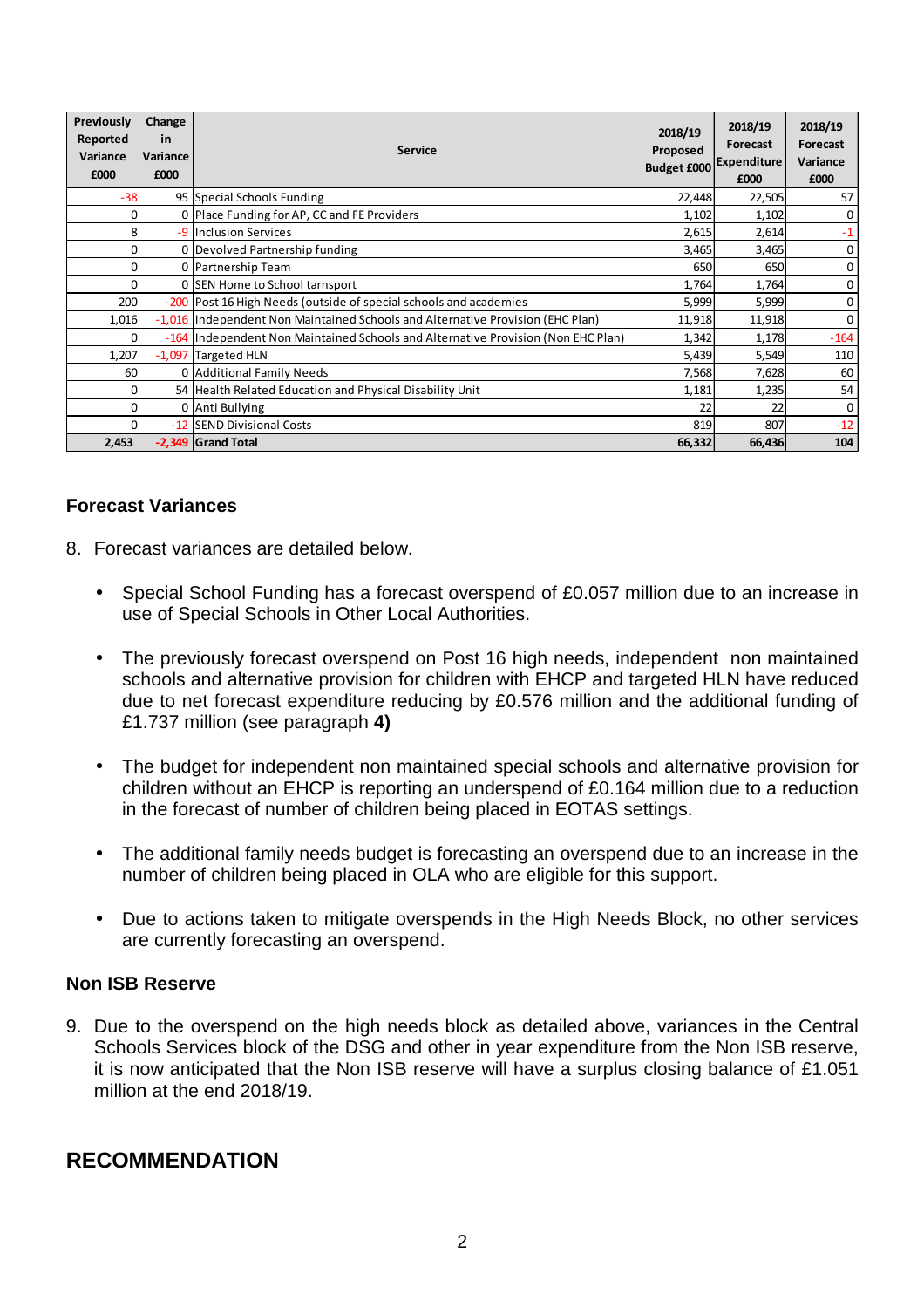| Previously Reported Variance £000 | Change in Variance £000 | Service | 2018/19 Proposed Budget £000 | 2018/19 Forecast Expenditure £000 | 2018/19 Forecast Variance £000 |
|---|---|---|---|---|---|
| -38 | 95 | Special Schools Funding | 22,448 | 22,505 | 57 |
| 0 | 0 | Place Funding for AP, CC and FE Providers | 1,102 | 1,102 | 0 |
| 8 | -9 | Inclusion Services | 2,615 | 2,614 | -1 |
| 0 | 0 | Devolved Partnership funding | 3,465 | 3,465 | 0 |
| 0 | 0 | Partnership Team | 650 | 650 | 0 |
| 0 | 0 | SEN Home to School tarnsport | 1,764 | 1,764 | 0 |
| 200 | -200 | Post 16 High Needs (outside of special schools and academies | 5,999 | 5,999 | 0 |
| 1,016 | -1,016 | Independent Non Maintained Schools and Alternative Provision (EHC Plan) | 11,918 | 11,918 | 0 |
| 0 | -164 | Independent Non Maintained Schools and Alternative Provision (Non EHC Plan) | 1,342 | 1,178 | -164 |
| 1,207 | -1,097 | Targeted HLN | 5,439 | 5,549 | 110 |
| 60 | 0 | Additional Family Needs | 7,568 | 7,628 | 60 |
| 0 | 54 | Health Related Education and Physical Disability Unit | 1,181 | 1,235 | 54 |
| 0 | 0 | Anti Bullying | 22 | 22 | 0 |
| 0 | -12 | SEND Divisional Costs | 819 | 807 | -12 |
| **2,453** | **-2,349** | **Grand Total** | **66,332** | **66,436** | **104** |

### Forecast Variances

8. Forecast variances are detailed below.

   - Special School Funding has a forecast overspend of £0.057 million due to an increase in use of Special Schools in Other Local Authorities.

   - The previously forecast overspend on Post 16 high needs, independent non maintained schools and alternative provision for children with EHCP and targeted HLN have reduced due to net forecast expenditure reducing by £0.576 million and the additional funding of £1.737 million (see paragraph **4)**

   - The budget for independent non maintained special schools and alternative provision for children without an EHCP is reporting an underspend of £0.164 million due to a reduction in the forecast of number of children being placed in EOTAS settings.

   - The additional family needs budget is forecasting an overspend due to an increase in the number of children being placed in OLA who are eligible for this support.

   - Due to actions taken to mitigate overspends in the High Needs Block, no other services are currently forecasting an overspend.

### Non ISB Reserve

9. Due to the overspend on the high needs block as detailed above, variances in the Central Schools Services block of the DSG and other in year expenditure from the Non ISB reserve, it is now anticipated that the Non ISB reserve will have a surplus closing balance of £1.051 million at the end 2018/19.

## RECOMMENDATION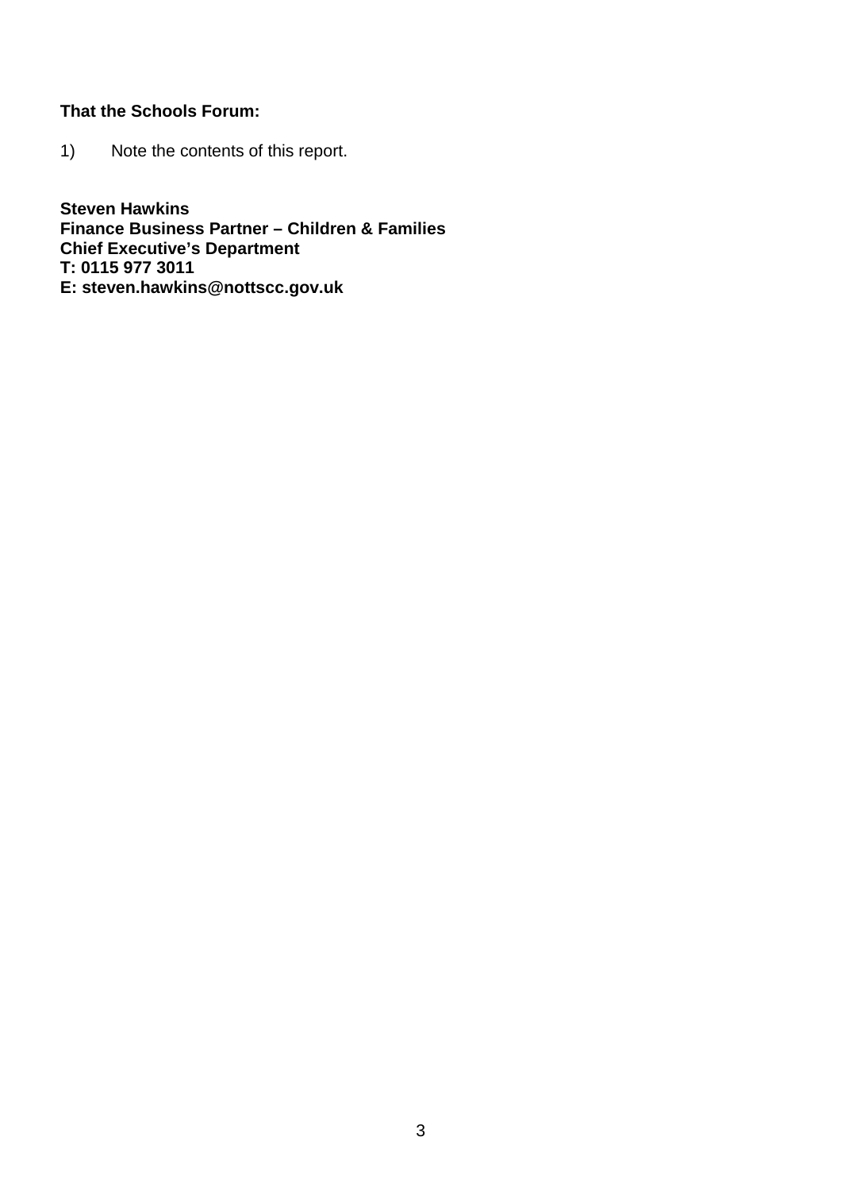**That the Schools Forum:**

1) Note the contents of this report.

**Steven Hawkins**
**Finance Business Partner – Children & Families**
**Chief Executive's Department**
**T: 0115 977 3011**
**E: steven.hawkins@nottscc.gov.uk**